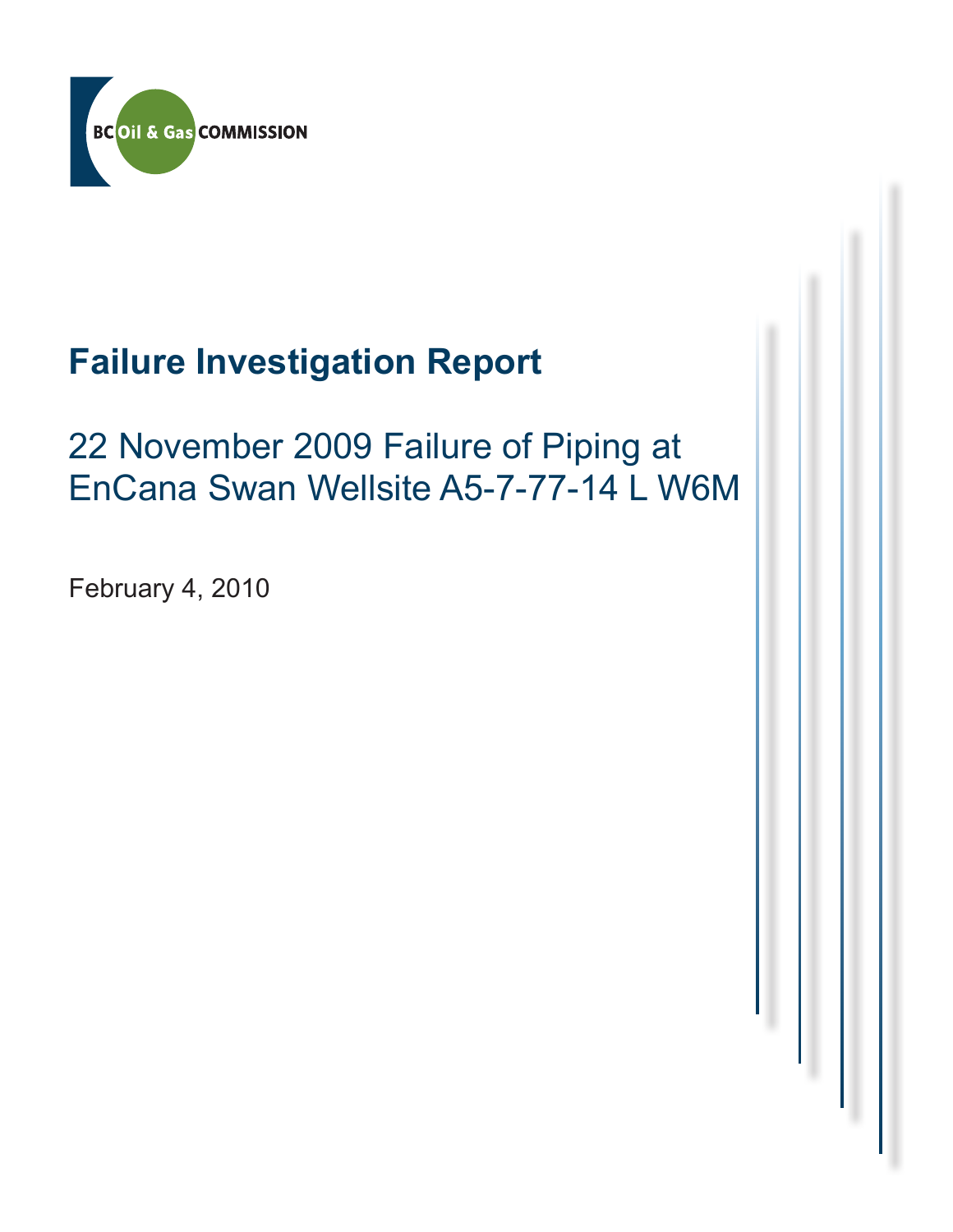BC Oil & Gas COMMISSION

# Failure Investigation Report

## 22 November 2009 Failure of Piping at EnCana Swan Wellsite A5-7-77-14 L W6M

February 4, 2010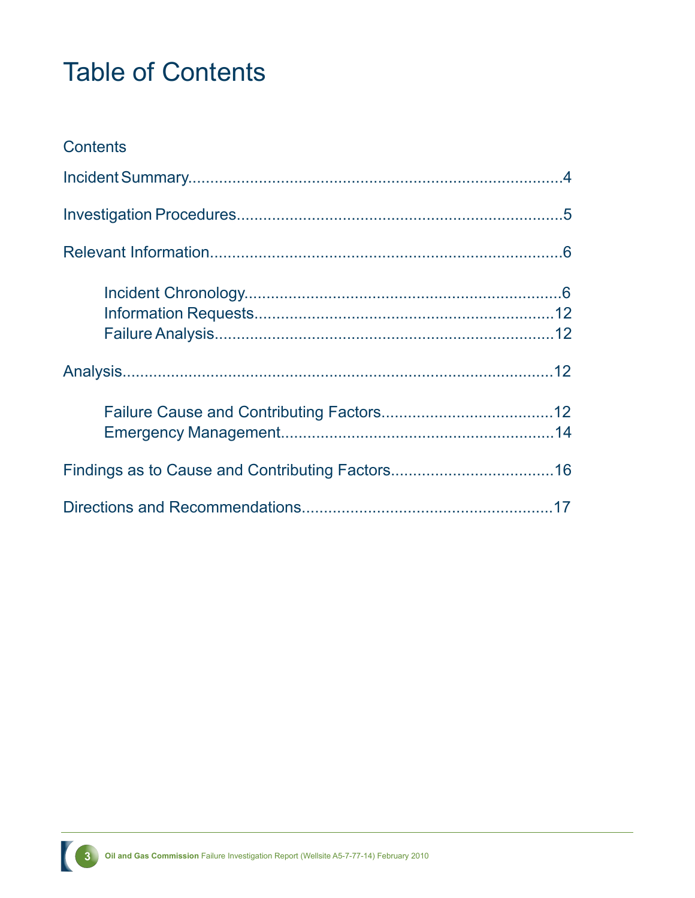# Table of Contents

Contents

Incident Summary....................................................................................4

Investigation Procedures..........................................................................5

Relevant Information................................................................................6

- Incident Chronology........................................................................6
- Information Requests....................................................................12
- Failure Analysis.............................................................................12

Analysis...................................................................................................12

- Failure Cause and Contributing Factors......................................12
- Emergency Management..............................................................14

Findings as to Cause and Contributing Factors....................................16

Directions and Recommendations........................................................17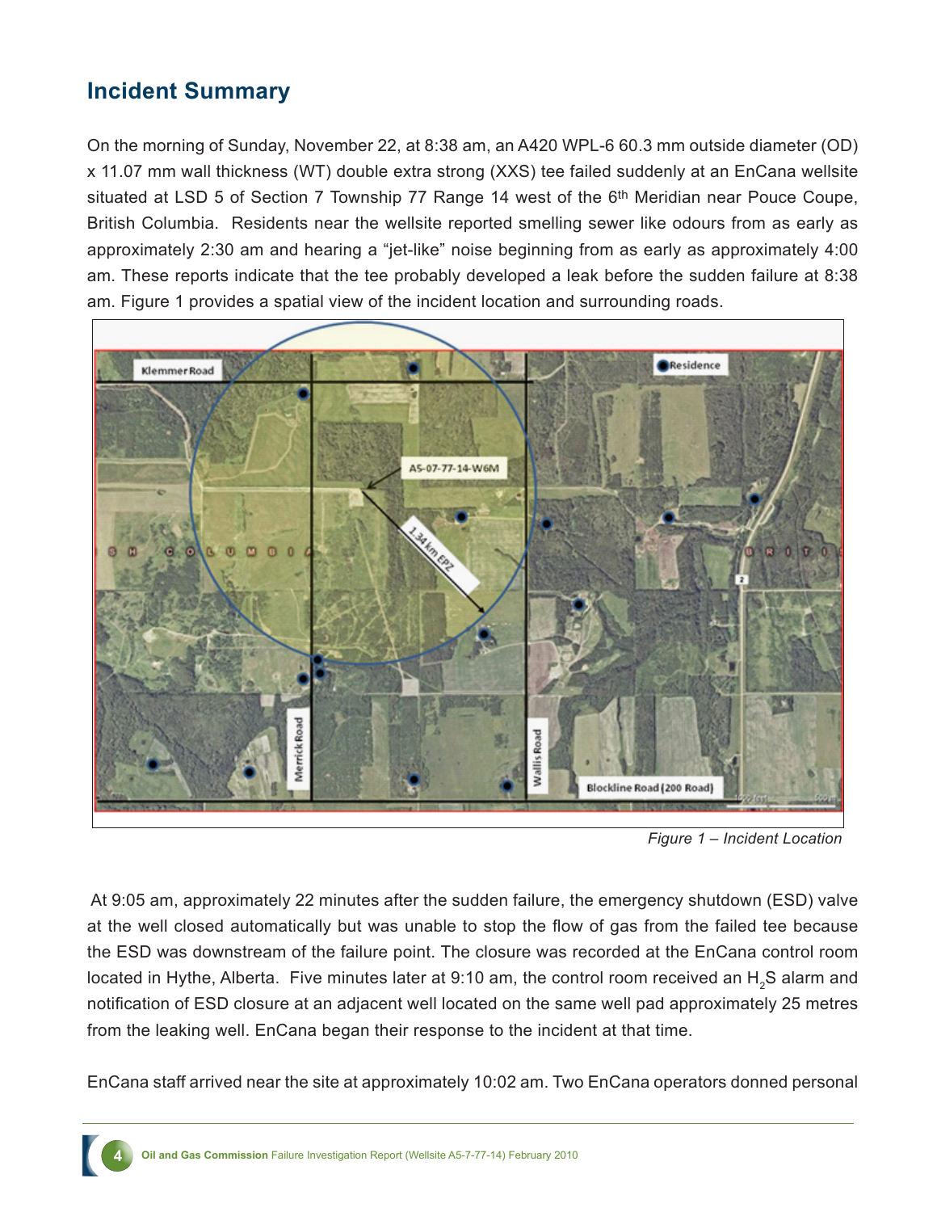## Incident Summary

On the morning of Sunday, November 22, at 8:38 am, an A420 WPL-6 60.3 mm outside diameter (OD) x 11.07 mm wall thickness (WT) double extra strong (XXS) tee failed suddenly at an EnCana wellsite situated at LSD 5 of Section 7 Township 77 Range 14 west of the 6th Meridian near Pouce Coupe, British Columbia. Residents near the wellsite reported smelling sewer like odours from as early as approximately 2:30 am and hearing a "jet-like" noise beginning from as early as approximately 4:00 am. These reports indicate that the tee probably developed a leak before the sudden failure at 8:38 am. Figure 1 provides a spatial view of the incident location and surrounding roads.

*Figure 1 – Incident Location*

At 9:05 am, approximately 22 minutes after the sudden failure, the emergency shutdown (ESD) valve at the well closed automatically but was unable to stop the flow of gas from the failed tee because the ESD was downstream of the failure point. The closure was recorded at the EnCana control room located in Hythe, Alberta. Five minutes later at 9:10 am, the control room received an $H_2S$ alarm and notification of ESD closure at an adjacent well located on the same well pad approximately 25 metres from the leaking well. EnCana began their response to the incident at that time.

EnCana staff arrived near the site at approximately 10:02 am. Two EnCana operators donned personal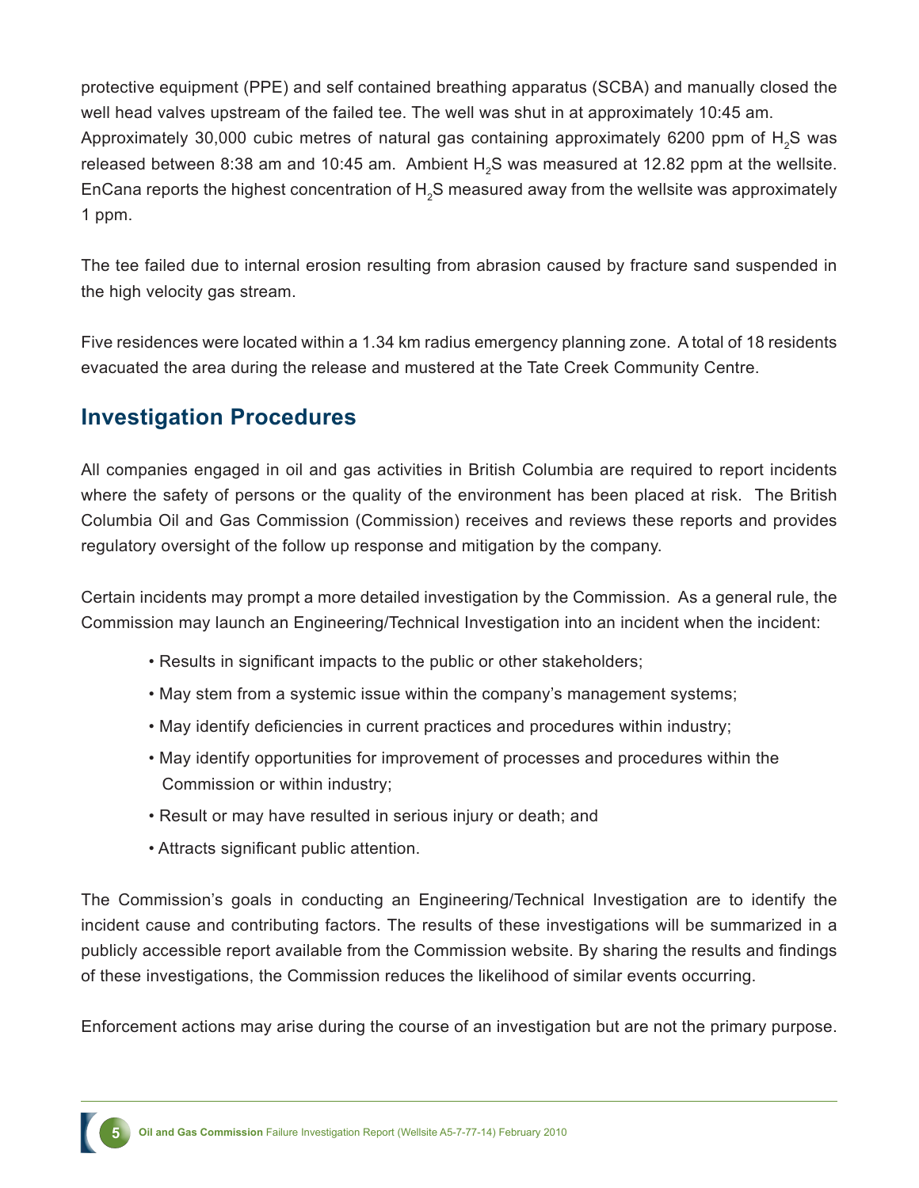protective equipment (PPE) and self contained breathing apparatus (SCBA) and manually closed the well head valves upstream of the failed tee. The well was shut in at approximately 10:45 am. Approximately 30,000 cubic metres of natural gas containing approximately 6200 ppm of $H_2S$ was released between 8:38 am and 10:45 am. Ambient $H_2S$ was measured at 12.82 ppm at the wellsite. EnCana reports the highest concentration of $H_2S$ measured away from the wellsite was approximately 1 ppm.

The tee failed due to internal erosion resulting from abrasion caused by fracture sand suspended in the high velocity gas stream.

Five residences were located within a 1.34 km radius emergency planning zone. A total of 18 residents evacuated the area during the release and mustered at the Tate Creek Community Centre.

## Investigation Procedures

All companies engaged in oil and gas activities in British Columbia are required to report incidents where the safety of persons or the quality of the environment has been placed at risk. The British Columbia Oil and Gas Commission (Commission) receives and reviews these reports and provides regulatory oversight of the follow up response and mitigation by the company.

Certain incidents may prompt a more detailed investigation by the Commission. As a general rule, the Commission may launch an Engineering/Technical Investigation into an incident when the incident:

- Results in significant impacts to the public or other stakeholders;
- May stem from a systemic issue within the company's management systems;
- May identify deficiencies in current practices and procedures within industry;
- May identify opportunities for improvement of processes and procedures within the Commission or within industry;
- Result or may have resulted in serious injury or death; and
- Attracts significant public attention.

The Commission's goals in conducting an Engineering/Technical Investigation are to identify the incident cause and contributing factors. The results of these investigations will be summarized in a publicly accessible report available from the Commission website. By sharing the results and findings of these investigations, the Commission reduces the likelihood of similar events occurring.

Enforcement actions may arise during the course of an investigation but are not the primary purpose.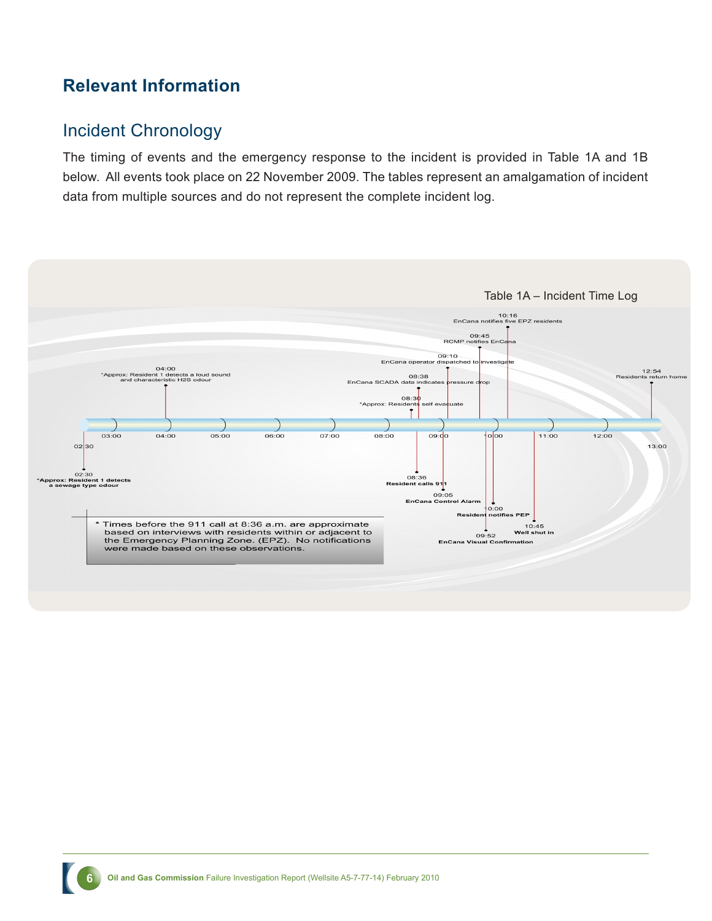## Relevant Information

### Incident Chronology

The timing of events and the emergency response to the incident is provided in Table 1A and 1B below. All events took place on 22 November 2009. The tables represent an amalgamation of incident data from multiple sources and do not represent the complete incident log.

Table 1A – Incident Time Log

| Time | Event |
|---|---|
| 02:30 | *Approx: Resident 1 detects a sewage type odour |
| 04:00 | *Approx: Resident 1 detects a loud sound and characteristic H2S odour |
| 08:30 | *Approx: Residents self evacuate |
| 08:36 | Resident calls 911 |
| 08:38 | EnCana SCADA data indicates pressure drop |
| 09:05 | EnCana Control Alarm |
| 09:10 | EnCana operator dispatched to investigate |
| 09:45 | RCMP notifies EnCana |
| 09:52 | EnCana Visual Confirmation |
| 10:00 | Resident notifies PEP |
| 10:16 | EnCana notifies five EPZ residents |
| 10:45 | Well shut in |
| 12:54 | Residents return home |

* Times before the 911 call at 8:36 a.m. are approximate based on interviews with residents within or adjacent to the Emergency Planning Zone. (EPZ). No notifications were made based on these observations.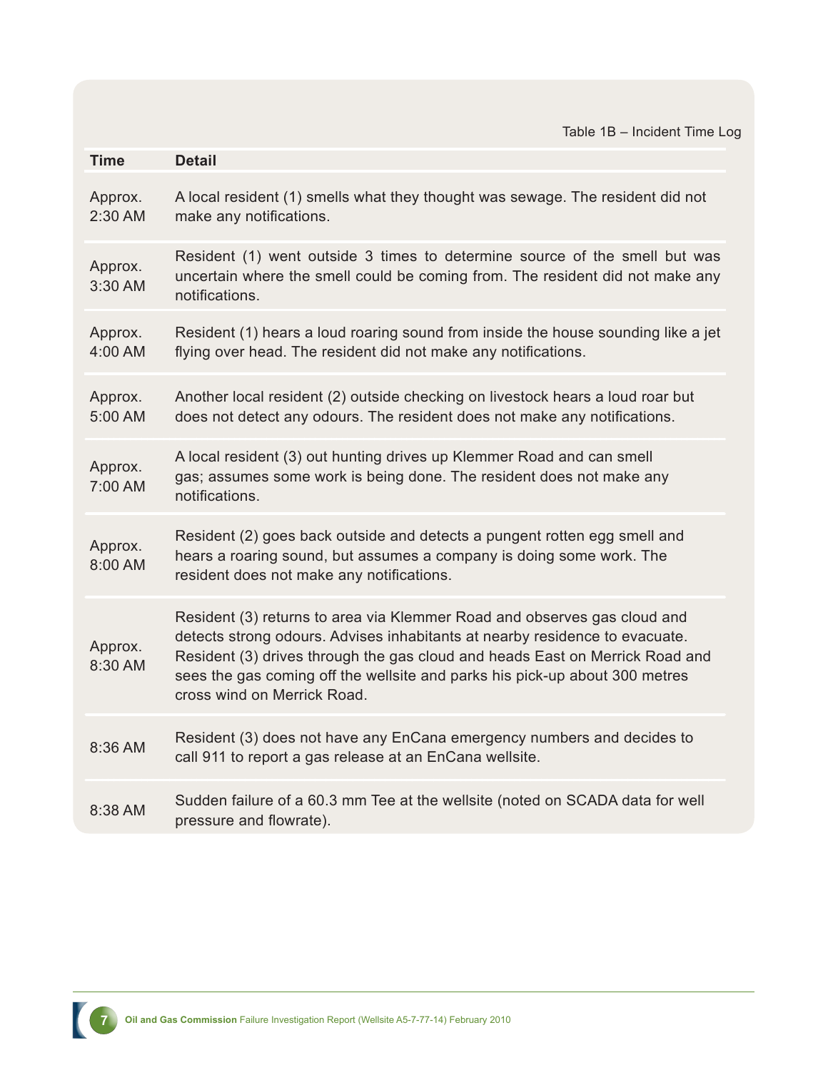Table 1B – Incident Time Log

| Time | Detail |
| --- | --- |
| Approx. 2:30 AM | A local resident (1) smells what they thought was sewage. The resident did not make any notifications. |
| Approx. 3:30 AM | Resident (1) went outside 3 times to determine source of the smell but was uncertain where the smell could be coming from. The resident did not make any notifications. |
| Approx. 4:00 AM | Resident (1) hears a loud roaring sound from inside the house sounding like a jet flying over head. The resident did not make any notifications. |
| Approx. 5:00 AM | Another local resident (2) outside checking on livestock hears a loud roar but does not detect any odours. The resident does not make any notifications. |
| Approx. 7:00 AM | A local resident (3) out hunting drives up Klemmer Road and can smell gas; assumes some work is being done. The resident does not make any notifications. |
| Approx. 8:00 AM | Resident (2) goes back outside and detects a pungent rotten egg smell and hears a roaring sound, but assumes a company is doing some work. The resident does not make any notifications. |
| Approx. 8:30 AM | Resident (3) returns to area via Klemmer Road and observes gas cloud and detects strong odours. Advises inhabitants at nearby residence to evacuate. Resident (3) drives through the gas cloud and heads East on Merrick Road and sees the gas coming off the wellsite and parks his pick-up about 300 metres cross wind on Merrick Road. |
| 8:36 AM | Resident (3) does not have any EnCana emergency numbers and decides to call 911 to report a gas release at an EnCana wellsite. |
| 8:38 AM | Sudden failure of a 60.3 mm Tee at the wellsite (noted on SCADA data for well pressure and flowrate). |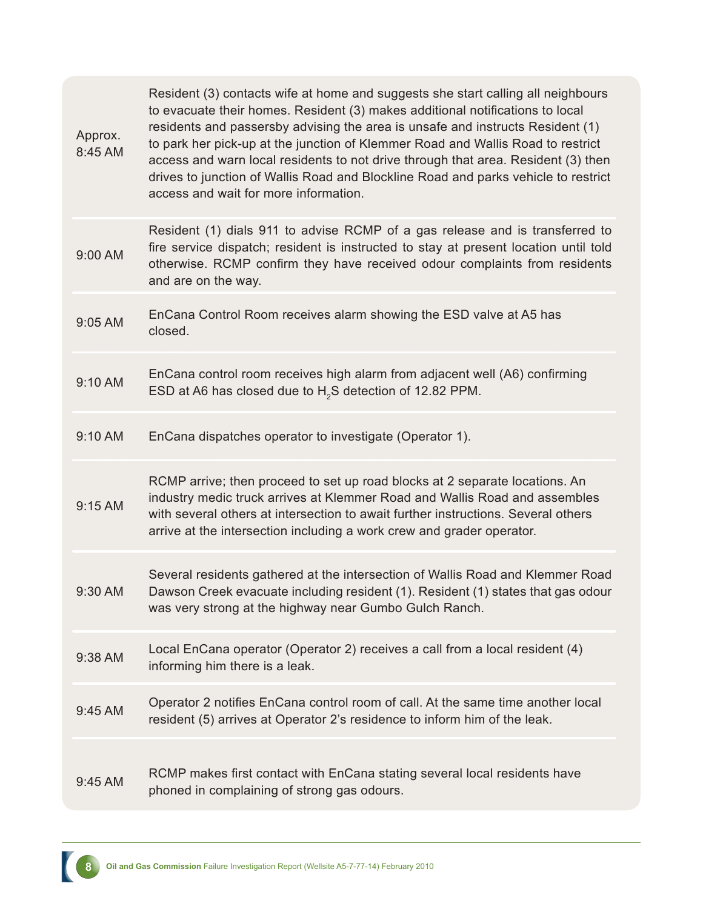| | |
|---|---|
| Approx. 8:45 AM | Resident (3) contacts wife at home and suggests she start calling all neighbours to evacuate their homes. Resident (3) makes additional notifications to local residents and passersby advising the area is unsafe and instructs Resident (1) to park her pick-up at the junction of Klemmer Road and Wallis Road to restrict access and warn local residents to not drive through that area. Resident (3) then drives to junction of Wallis Road and Blockline Road and parks vehicle to restrict access and wait for more information. |
| 9:00 AM | Resident (1) dials 911 to advise RCMP of a gas release and is transferred to fire service dispatch; resident is instructed to stay at present location until told otherwise. RCMP confirm they have received odour complaints from residents and are on the way. |
| 9:05 AM | EnCana Control Room receives alarm showing the ESD valve at A5 has closed. |
| 9:10 AM | EnCana control room receives high alarm from adjacent well (A6) confirming ESD at A6 has closed due to $H_2S$ detection of 12.82 PPM. |
| 9:10 AM | EnCana dispatches operator to investigate (Operator 1). |
| 9:15 AM | RCMP arrive; then proceed to set up road blocks at 2 separate locations. An industry medic truck arrives at Klemmer Road and Wallis Road and assembles with several others at intersection to await further instructions. Several others arrive at the intersection including a work crew and grader operator. |
| 9:30 AM | Several residents gathered at the intersection of Wallis Road and Klemmer Road Dawson Creek evacuate including resident (1). Resident (1) states that gas odour was very strong at the highway near Gumbo Gulch Ranch. |
| 9:38 AM | Local EnCana operator (Operator 2) receives a call from a local resident (4) informing him there is a leak. |
| 9:45 AM | Operator 2 notifies EnCana control room of call. At the same time another local resident (5) arrives at Operator 2's residence to inform him of the leak. |
| 9:45 AM | RCMP makes first contact with EnCana stating several local residents have phoned in complaining of strong gas odours. |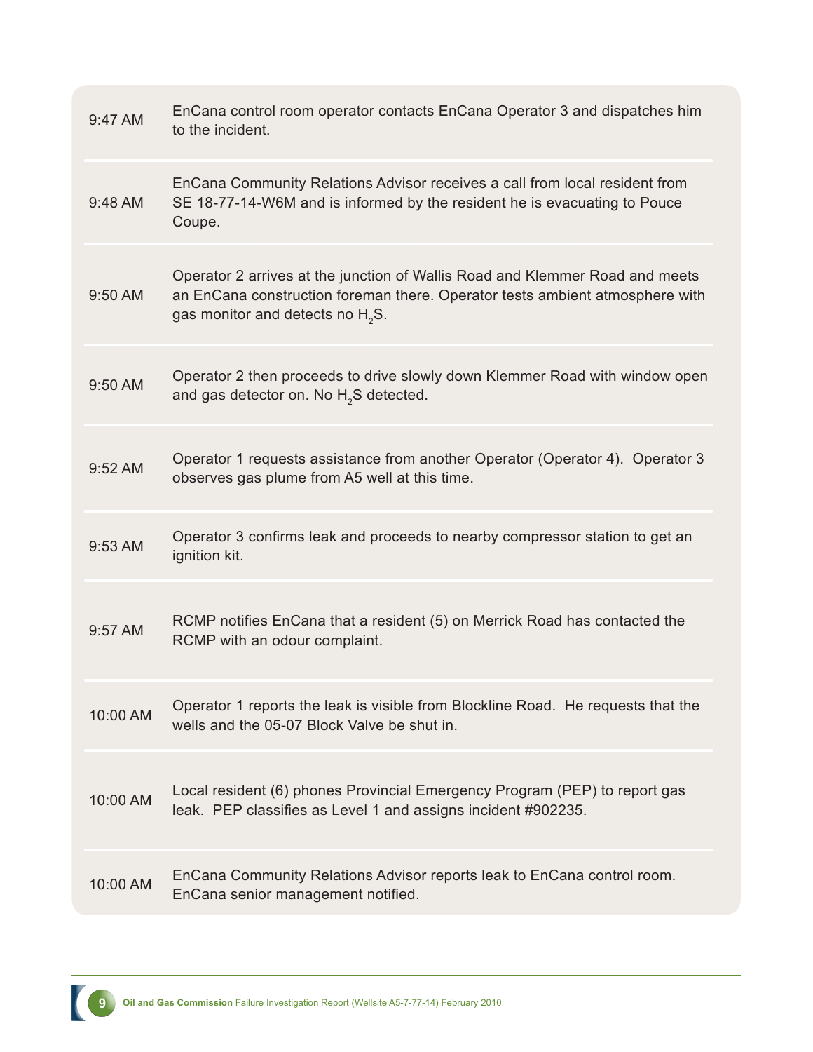| | |
|---|---|
| 9:47 AM | EnCana control room operator contacts EnCana Operator 3 and dispatches him to the incident. |
| 9:48 AM | EnCana Community Relations Advisor receives a call from local resident from SE 18-77-14-W6M and is informed by the resident he is evacuating to Pouce Coupe. |
| 9:50 AM | Operator 2 arrives at the junction of Wallis Road and Klemmer Road and meets an EnCana construction foreman there. Operator tests ambient atmosphere with gas monitor and detects no $H_2S$. |
| 9:50 AM | Operator 2 then proceeds to drive slowly down Klemmer Road with window open and gas detector on. No $H_2S$ detected. |
| 9:52 AM | Operator 1 requests assistance from another Operator (Operator 4). Operator 3 observes gas plume from A5 well at this time. |
| 9:53 AM | Operator 3 confirms leak and proceeds to nearby compressor station to get an ignition kit. |
| 9:57 AM | RCMP notifies EnCana that a resident (5) on Merrick Road has contacted the RCMP with an odour complaint. |
| 10:00 AM | Operator 1 reports the leak is visible from Blockline Road. He requests that the wells and the 05-07 Block Valve be shut in. |
| 10:00 AM | Local resident (6) phones Provincial Emergency Program (PEP) to report gas leak. PEP classifies as Level 1 and assigns incident #902235. |
| 10:00 AM | EnCana Community Relations Advisor reports leak to EnCana control room. EnCana senior management notified. |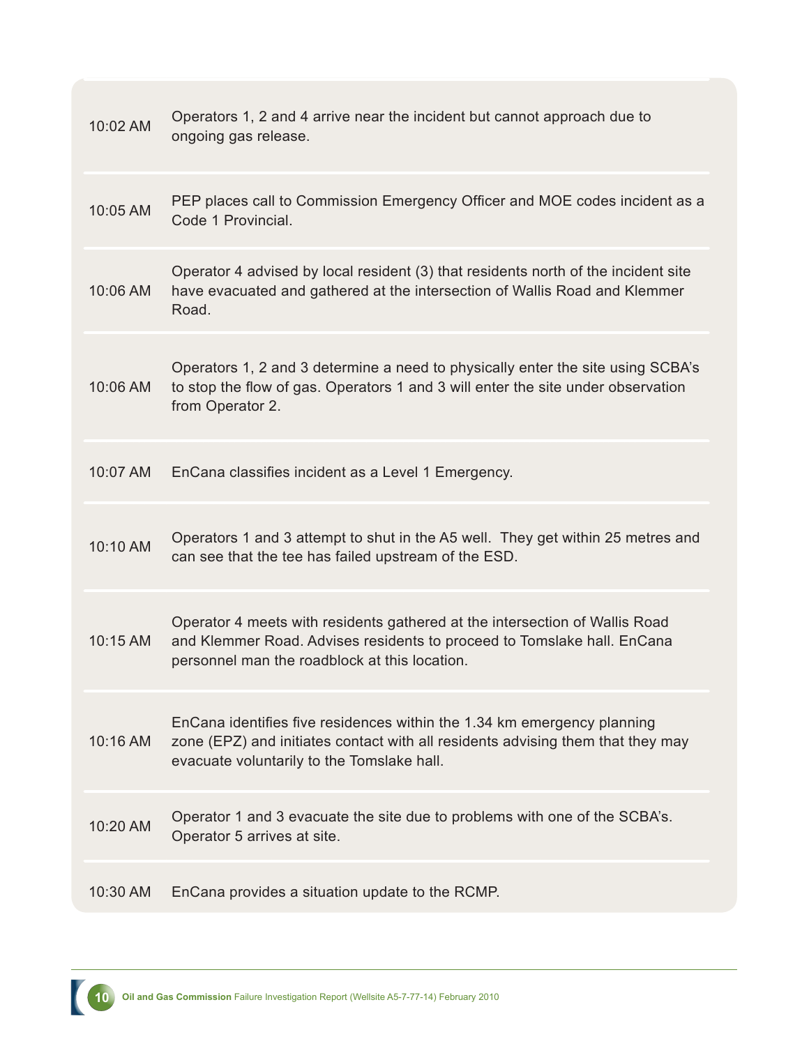| | |
|---|---|
| 10:02 AM | Operators 1, 2 and 4 arrive near the incident but cannot approach due to ongoing gas release. |
| 10:05 AM | PEP places call to Commission Emergency Officer and MOE codes incident as a Code 1 Provincial. |
| 10:06 AM | Operator 4 advised by local resident (3) that residents north of the incident site have evacuated and gathered at the intersection of Wallis Road and Klemmer Road. |
| 10:06 AM | Operators 1, 2 and 3 determine a need to physically enter the site using SCBA's to stop the flow of gas. Operators 1 and 3 will enter the site under observation from Operator 2. |
| 10:07 AM | EnCana classifies incident as a Level 1 Emergency. |
| 10:10 AM | Operators 1 and 3 attempt to shut in the A5 well. They get within 25 metres and can see that the tee has failed upstream of the ESD. |
| 10:15 AM | Operator 4 meets with residents gathered at the intersection of Wallis Road and Klemmer Road. Advises residents to proceed to Tomslake hall. EnCana personnel man the roadblock at this location. |
| 10:16 AM | EnCana identifies five residences within the 1.34 km emergency planning zone (EPZ) and initiates contact with all residents advising them that they may evacuate voluntarily to the Tomslake hall. |
| 10:20 AM | Operator 1 and 3 evacuate the site due to problems with one of the SCBA's. Operator 5 arrives at site. |
| 10:30 AM | EnCana provides a situation update to the RCMP. |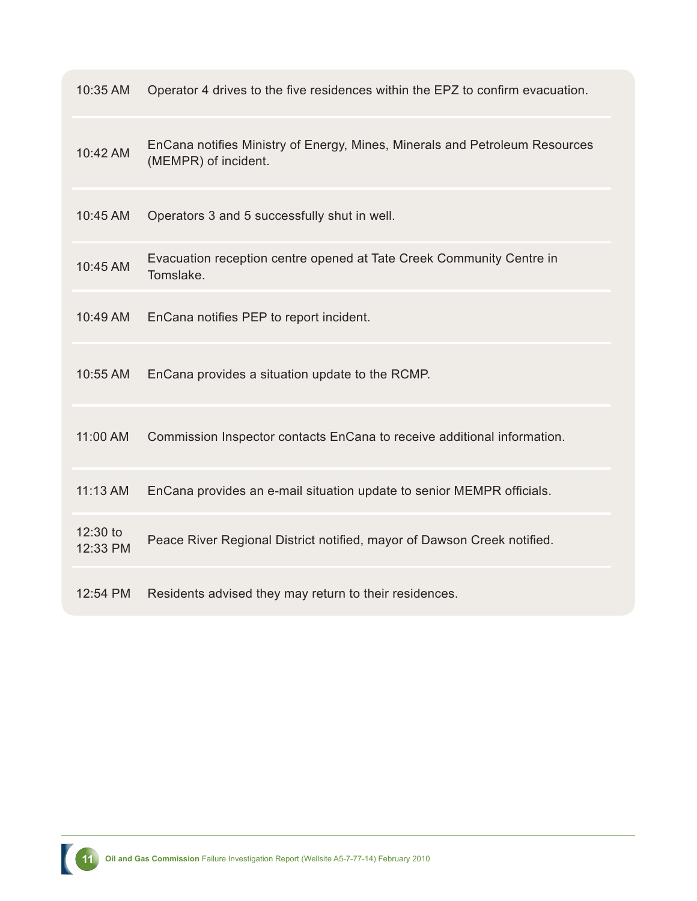| | |
|---|---|
| 10:35 AM | Operator 4 drives to the five residences within the EPZ to confirm evacuation. |
| 10:42 AM | EnCana notifies Ministry of Energy, Mines, Minerals and Petroleum Resources (MEMPR) of incident. |
| 10:45 AM | Operators 3 and 5 successfully shut in well. |
| 10:45 AM | Evacuation reception centre opened at Tate Creek Community Centre in Tomslake. |
| 10:49 AM | EnCana notifies PEP to report incident. |
| 10:55 AM | EnCana provides a situation update to the RCMP. |
| 11:00 AM | Commission Inspector contacts EnCana to receive additional information. |
| 11:13 AM | EnCana provides an e-mail situation update to senior MEMPR officials. |
| 12:30 to 12:33 PM | Peace River Regional District notified, mayor of Dawson Creek notified. |
| 12:54 PM | Residents advised they may return to their residences. |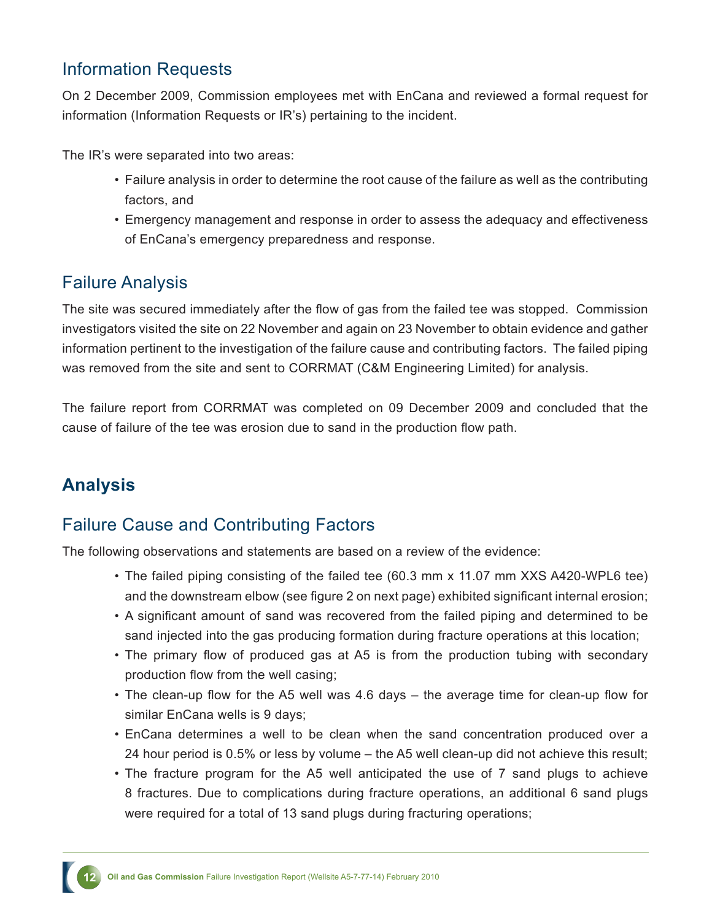## Information Requests

On 2 December 2009, Commission employees met with EnCana and reviewed a formal request for information (Information Requests or IR's) pertaining to the incident.

The IR's were separated into two areas:

- Failure analysis in order to determine the root cause of the failure as well as the contributing factors, and
- Emergency management and response in order to assess the adequacy and effectiveness of EnCana's emergency preparedness and response.

## Failure Analysis

The site was secured immediately after the flow of gas from the failed tee was stopped. Commission investigators visited the site on 22 November and again on 23 November to obtain evidence and gather information pertinent to the investigation of the failure cause and contributing factors. The failed piping was removed from the site and sent to CORRMAT (C&M Engineering Limited) for analysis.

The failure report from CORRMAT was completed on 09 December 2009 and concluded that the cause of failure of the tee was erosion due to sand in the production flow path.

# Analysis

## Failure Cause and Contributing Factors

The following observations and statements are based on a review of the evidence:

- The failed piping consisting of the failed tee (60.3 mm x 11.07 mm XXS A420-WPL6 tee) and the downstream elbow (see figure 2 on next page) exhibited significant internal erosion;
- A significant amount of sand was recovered from the failed piping and determined to be sand injected into the gas producing formation during fracture operations at this location;
- The primary flow of produced gas at A5 is from the production tubing with secondary production flow from the well casing;
- The clean-up flow for the A5 well was 4.6 days – the average time for clean-up flow for similar EnCana wells is 9 days;
- EnCana determines a well to be clean when the sand concentration produced over a 24 hour period is 0.5% or less by volume – the A5 well clean-up did not achieve this result;
- The fracture program for the A5 well anticipated the use of 7 sand plugs to achieve 8 fractures. Due to complications during fracture operations, an additional 6 sand plugs were required for a total of 13 sand plugs during fracturing operations;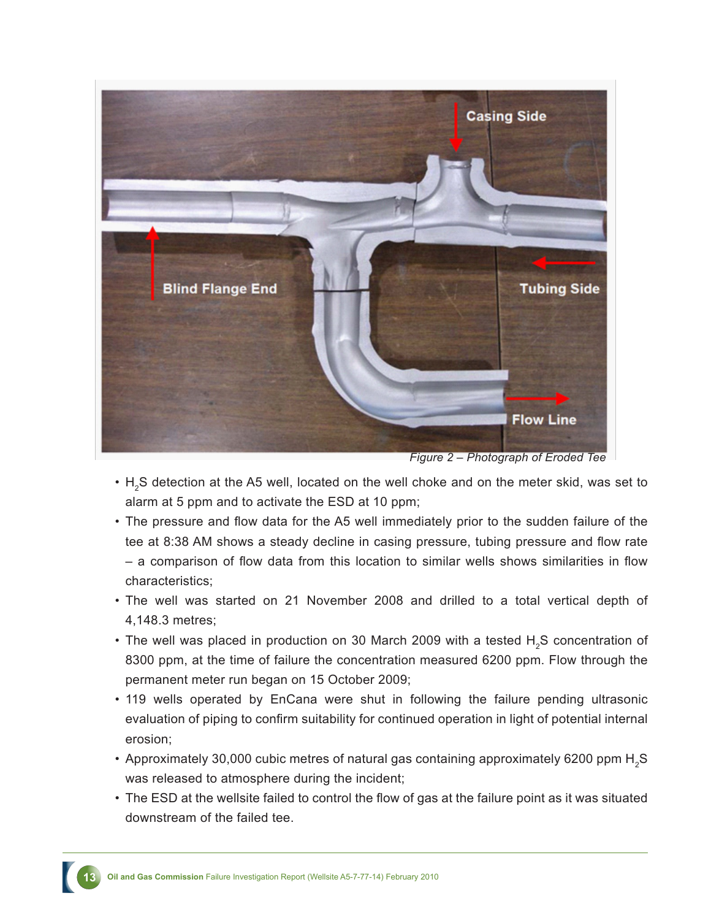*Figure 2 – Photograph of Eroded Tee*

- $H_2S$ detection at the A5 well, located on the well choke and on the meter skid, was set to alarm at 5 ppm and to activate the ESD at 10 ppm;
- The pressure and flow data for the A5 well immediately prior to the sudden failure of the tee at 8:38 AM shows a steady decline in casing pressure, tubing pressure and flow rate – a comparison of flow data from this location to similar wells shows similarities in flow characteristics;
- The well was started on 21 November 2008 and drilled to a total vertical depth of 4,148.3 metres;
- The well was placed in production on 30 March 2009 with a tested $H_2S$ concentration of 8300 ppm, at the time of failure the concentration measured 6200 ppm. Flow through the permanent meter run began on 15 October 2009;
- 119 wells operated by EnCana were shut in following the failure pending ultrasonic evaluation of piping to confirm suitability for continued operation in light of potential internal erosion;
- Approximately 30,000 cubic metres of natural gas containing approximately 6200 ppm $H_2S$ was released to atmosphere during the incident;
- The ESD at the wellsite failed to control the flow of gas at the failure point as it was situated downstream of the failed tee.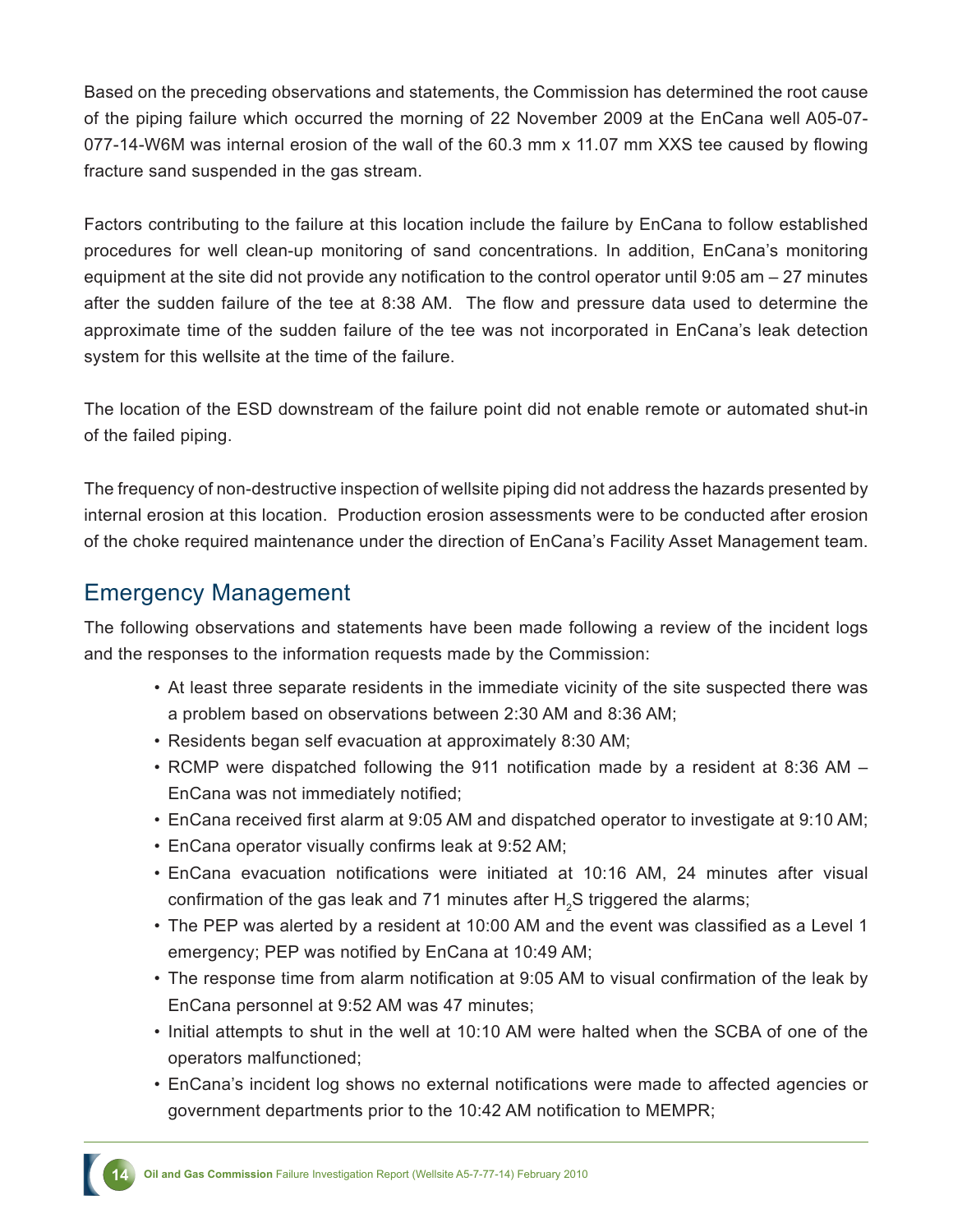Based on the preceding observations and statements, the Commission has determined the root cause of the piping failure which occurred the morning of 22 November 2009 at the EnCana well A05-07-077-14-W6M was internal erosion of the wall of the 60.3 mm x 11.07 mm XXS tee caused by flowing fracture sand suspended in the gas stream.

Factors contributing to the failure at this location include the failure by EnCana to follow established procedures for well clean-up monitoring of sand concentrations. In addition, EnCana's monitoring equipment at the site did not provide any notification to the control operator until 9:05 am – 27 minutes after the sudden failure of the tee at 8:38 AM. The flow and pressure data used to determine the approximate time of the sudden failure of the tee was not incorporated in EnCana's leak detection system for this wellsite at the time of the failure.

The location of the ESD downstream of the failure point did not enable remote or automated shut-in of the failed piping.

The frequency of non-destructive inspection of wellsite piping did not address the hazards presented by internal erosion at this location. Production erosion assessments were to be conducted after erosion of the choke required maintenance under the direction of EnCana's Facility Asset Management team.

## Emergency Management

The following observations and statements have been made following a review of the incident logs and the responses to the information requests made by the Commission:

- At least three separate residents in the immediate vicinity of the site suspected there was a problem based on observations between 2:30 AM and 8:36 AM;
- Residents began self evacuation at approximately 8:30 AM;
- RCMP were dispatched following the 911 notification made by a resident at 8:36 AM – EnCana was not immediately notified;
- EnCana received first alarm at 9:05 AM and dispatched operator to investigate at 9:10 AM;
- EnCana operator visually confirms leak at 9:52 AM;
- EnCana evacuation notifications were initiated at 10:16 AM, 24 minutes after visual confirmation of the gas leak and 71 minutes after $H_2S$ triggered the alarms;
- The PEP was alerted by a resident at 10:00 AM and the event was classified as a Level 1 emergency; PEP was notified by EnCana at 10:49 AM;
- The response time from alarm notification at 9:05 AM to visual confirmation of the leak by EnCana personnel at 9:52 AM was 47 minutes;
- Initial attempts to shut in the well at 10:10 AM were halted when the SCBA of one of the operators malfunctioned;
- EnCana's incident log shows no external notifications were made to affected agencies or government departments prior to the 10:42 AM notification to MEMPR;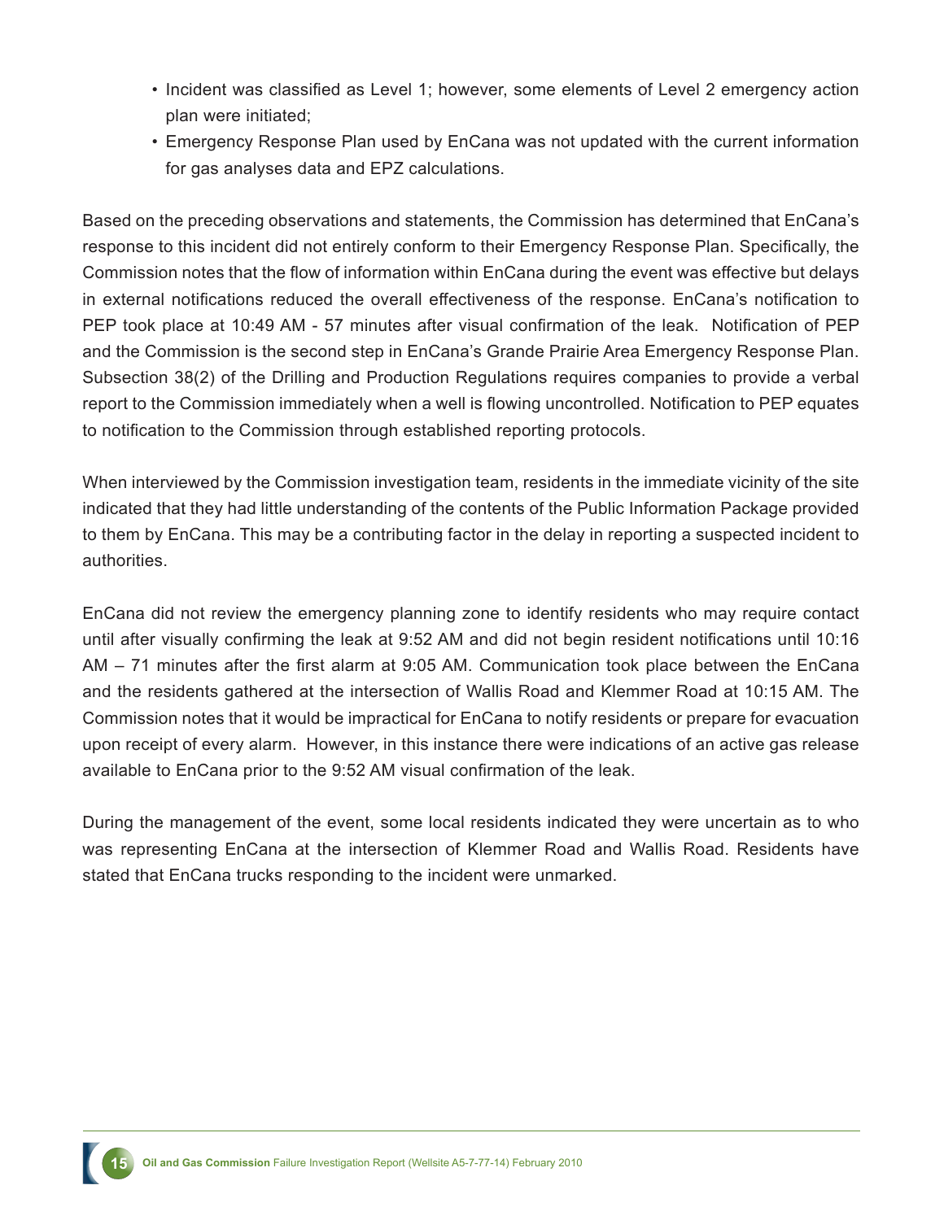- Incident was classified as Level 1; however, some elements of Level 2 emergency action plan were initiated;
- Emergency Response Plan used by EnCana was not updated with the current information for gas analyses data and EPZ calculations.

Based on the preceding observations and statements, the Commission has determined that EnCana's response to this incident did not entirely conform to their Emergency Response Plan. Specifically, the Commission notes that the flow of information within EnCana during the event was effective but delays in external notifications reduced the overall effectiveness of the response. EnCana's notification to PEP took place at 10:49 AM - 57 minutes after visual confirmation of the leak. Notification of PEP and the Commission is the second step in EnCana's Grande Prairie Area Emergency Response Plan. Subsection 38(2) of the Drilling and Production Regulations requires companies to provide a verbal report to the Commission immediately when a well is flowing uncontrolled. Notification to PEP equates to notification to the Commission through established reporting protocols.

When interviewed by the Commission investigation team, residents in the immediate vicinity of the site indicated that they had little understanding of the contents of the Public Information Package provided to them by EnCana. This may be a contributing factor in the delay in reporting a suspected incident to authorities.

EnCana did not review the emergency planning zone to identify residents who may require contact until after visually confirming the leak at 9:52 AM and did not begin resident notifications until 10:16 AM – 71 minutes after the first alarm at 9:05 AM. Communication took place between the EnCana and the residents gathered at the intersection of Wallis Road and Klemmer Road at 10:15 AM. The Commission notes that it would be impractical for EnCana to notify residents or prepare for evacuation upon receipt of every alarm. However, in this instance there were indications of an active gas release available to EnCana prior to the 9:52 AM visual confirmation of the leak.

During the management of the event, some local residents indicated they were uncertain as to who was representing EnCana at the intersection of Klemmer Road and Wallis Road. Residents have stated that EnCana trucks responding to the incident were unmarked.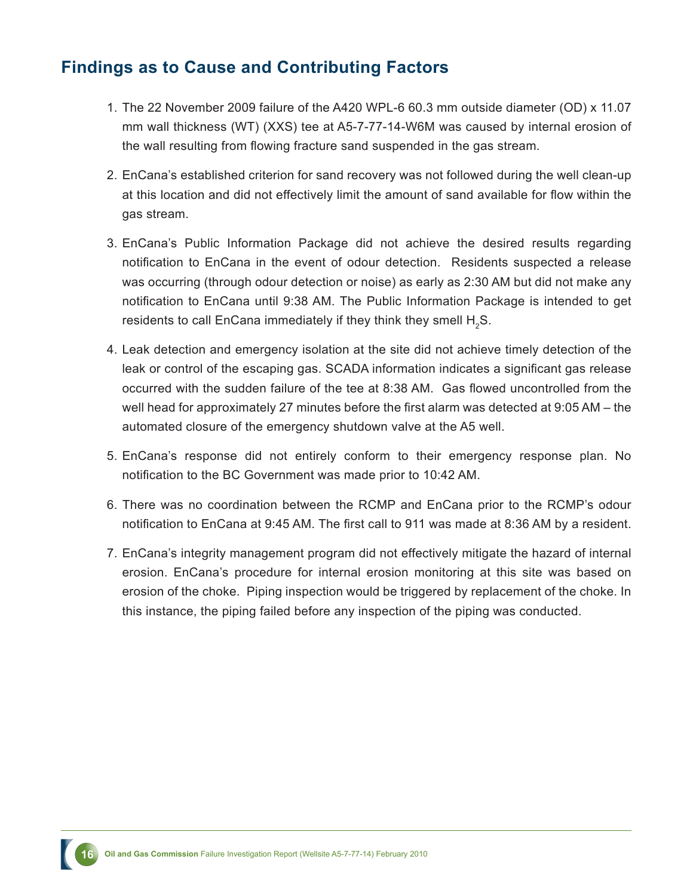## Findings as to Cause and Contributing Factors

1. The 22 November 2009 failure of the A420 WPL-6 60.3 mm outside diameter (OD) x 11.07 mm wall thickness (WT) (XXS) tee at A5-7-77-14-W6M was caused by internal erosion of the wall resulting from flowing fracture sand suspended in the gas stream.

2. EnCana's established criterion for sand recovery was not followed during the well clean-up at this location and did not effectively limit the amount of sand available for flow within the gas stream.

3. EnCana's Public Information Package did not achieve the desired results regarding notification to EnCana in the event of odour detection. Residents suspected a release was occurring (through odour detection or noise) as early as 2:30 AM but did not make any notification to EnCana until 9:38 AM. The Public Information Package is intended to get residents to call EnCana immediately if they think they smell $H_2S$.

4. Leak detection and emergency isolation at the site did not achieve timely detection of the leak or control of the escaping gas. SCADA information indicates a significant gas release occurred with the sudden failure of the tee at 8:38 AM. Gas flowed uncontrolled from the well head for approximately 27 minutes before the first alarm was detected at 9:05 AM – the automated closure of the emergency shutdown valve at the A5 well.

5. EnCana's response did not entirely conform to their emergency response plan. No notification to the BC Government was made prior to 10:42 AM.

6. There was no coordination between the RCMP and EnCana prior to the RCMP's odour notification to EnCana at 9:45 AM. The first call to 911 was made at 8:36 AM by a resident.

7. EnCana's integrity management program did not effectively mitigate the hazard of internal erosion. EnCana's procedure for internal erosion monitoring at this site was based on erosion of the choke. Piping inspection would be triggered by replacement of the choke. In this instance, the piping failed before any inspection of the piping was conducted.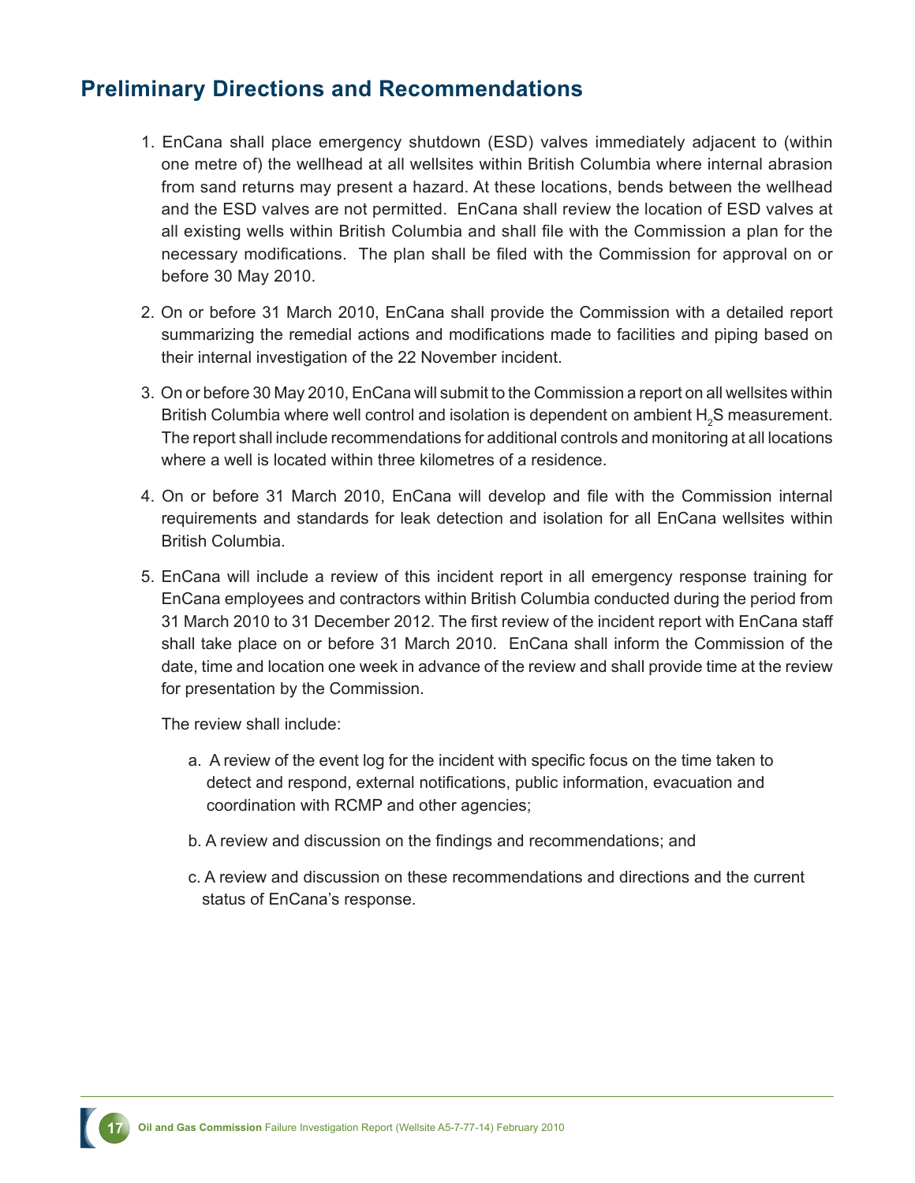## Preliminary Directions and Recommendations

1. EnCana shall place emergency shutdown (ESD) valves immediately adjacent to (within one metre of) the wellhead at all wellsites within British Columbia where internal abrasion from sand returns may present a hazard. At these locations, bends between the wellhead and the ESD valves are not permitted. EnCana shall review the location of ESD valves at all existing wells within British Columbia and shall file with the Commission a plan for the necessary modifications. The plan shall be filed with the Commission for approval on or before 30 May 2010.

2. On or before 31 March 2010, EnCana shall provide the Commission with a detailed report summarizing the remedial actions and modifications made to facilities and piping based on their internal investigation of the 22 November incident.

3. On or before 30 May 2010, EnCana will submit to the Commission a report on all wellsites within British Columbia where well control and isolation is dependent on ambient $H_2S$ measurement. The report shall include recommendations for additional controls and monitoring at all locations where a well is located within three kilometres of a residence.

4. On or before 31 March 2010, EnCana will develop and file with the Commission internal requirements and standards for leak detection and isolation for all EnCana wellsites within British Columbia.

5. EnCana will include a review of this incident report in all emergency response training for EnCana employees and contractors within British Columbia conducted during the period from 31 March 2010 to 31 December 2012. The first review of the incident report with EnCana staff shall take place on or before 31 March 2010. EnCana shall inform the Commission of the date, time and location one week in advance of the review and shall provide time at the review for presentation by the Commission.

   The review shall include:

   a. A review of the event log for the incident with specific focus on the time taken to detect and respond, external notifications, public information, evacuation and coordination with RCMP and other agencies;

   b. A review and discussion on the findings and recommendations; and

   c. A review and discussion on these recommendations and directions and the current status of EnCana's response.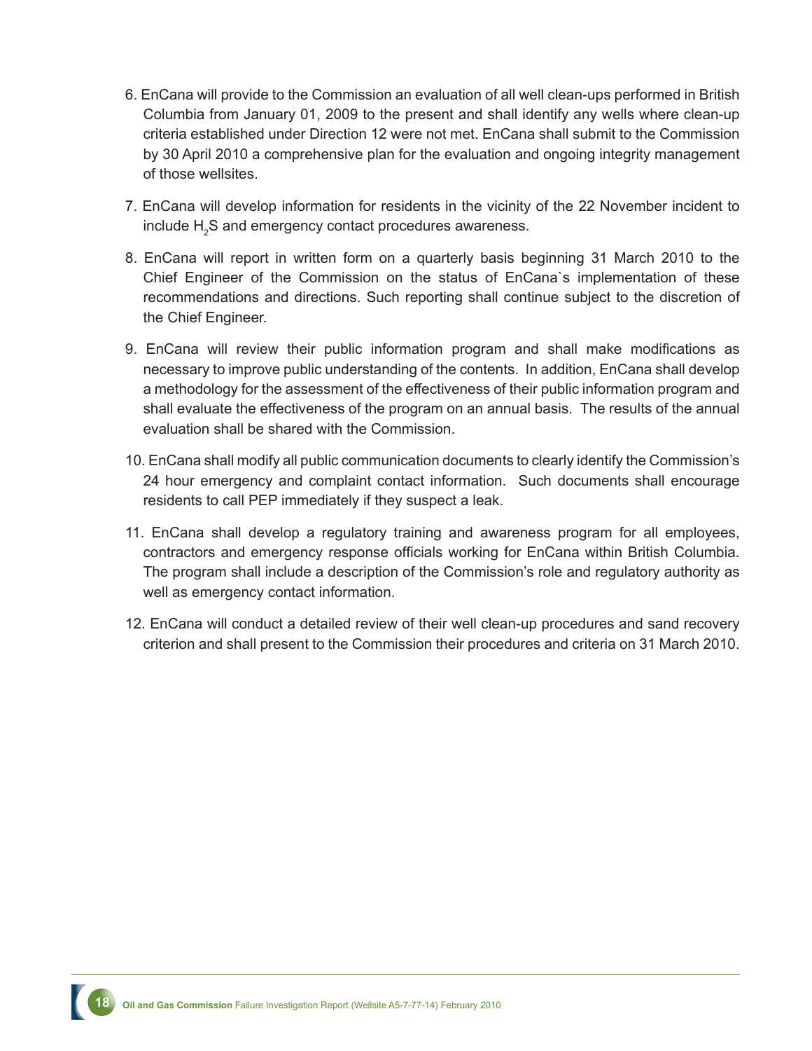6. EnCana will provide to the Commission an evaluation of all well clean-ups performed in British Columbia from January 01, 2009 to the present and shall identify any wells where clean-up criteria established under Direction 12 were not met. EnCana shall submit to the Commission by 30 April 2010 a comprehensive plan for the evaluation and ongoing integrity management of those wellsites.

7. EnCana will develop information for residents in the vicinity of the 22 November incident to include $H_2S$ and emergency contact procedures awareness.

8. EnCana will report in written form on a quarterly basis beginning 31 March 2010 to the Chief Engineer of the Commission on the status of EnCana`s implementation of these recommendations and directions. Such reporting shall continue subject to the discretion of the Chief Engineer.

9. EnCana will review their public information program and shall make modifications as necessary to improve public understanding of the contents. In addition, EnCana shall develop a methodology for the assessment of the effectiveness of their public information program and shall evaluate the effectiveness of the program on an annual basis. The results of the annual evaluation shall be shared with the Commission.

10. EnCana shall modify all public communication documents to clearly identify the Commission's 24 hour emergency and complaint contact information. Such documents shall encourage residents to call PEP immediately if they suspect a leak.

11. EnCana shall develop a regulatory training and awareness program for all employees, contractors and emergency response officials working for EnCana within British Columbia. The program shall include a description of the Commission's role and regulatory authority as well as emergency contact information.

12. EnCana will conduct a detailed review of their well clean-up procedures and sand recovery criterion and shall present to the Commission their procedures and criteria on 31 March 2010.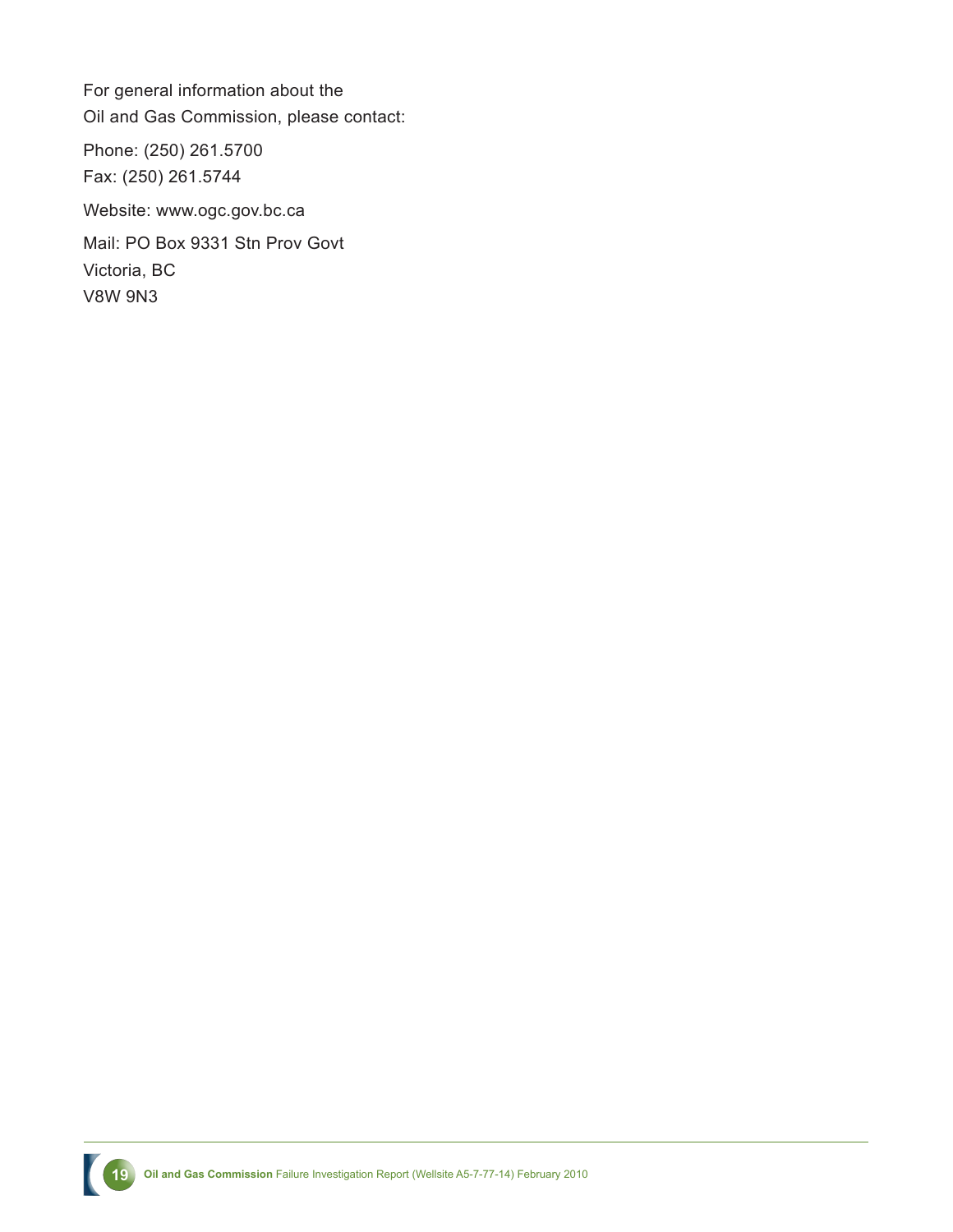For general information about the
Oil and Gas Commission, please contact:

Phone: (250) 261.5700
Fax: (250) 261.5744

Website: www.ogc.gov.bc.ca

Mail: PO Box 9331 Stn Prov Govt
Victoria, BC
V8W 9N3